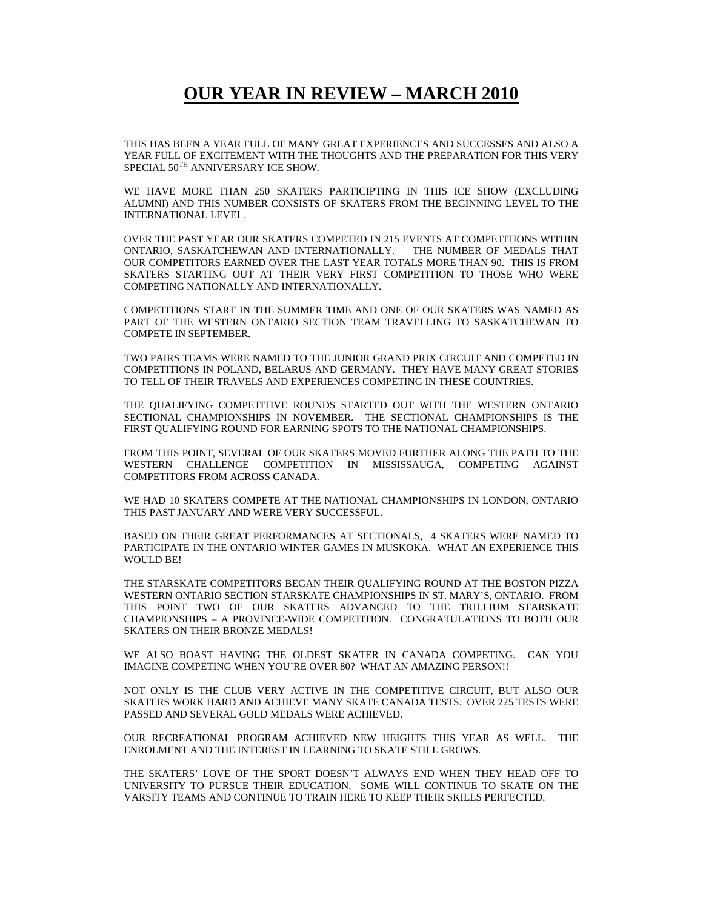# OUR YEAR IN REVIEW – MARCH 2010

THIS HAS BEEN A YEAR FULL OF MANY GREAT EXPERIENCES AND SUCCESSES AND ALSO A YEAR FULL OF EXCITEMENT WITH THE THOUGHTS AND THE PREPARATION FOR THIS VERY SPECIAL 50$^{TH}$ ANNIVERSARY ICE SHOW.

WE HAVE MORE THAN 250 SKATERS PARTICIPTING IN THIS ICE SHOW (EXCLUDING ALUMNI) AND THIS NUMBER CONSISTS OF SKATERS FROM THE BEGINNING LEVEL TO THE INTERNATIONAL LEVEL.

OVER THE PAST YEAR OUR SKATERS COMPETED IN 215 EVENTS AT COMPETITIONS WITHIN ONTARIO, SASKATCHEWAN AND INTERNATIONALLY. THE NUMBER OF MEDALS THAT OUR COMPETITORS EARNED OVER THE LAST YEAR TOTALS MORE THAN 90. THIS IS FROM SKATERS STARTING OUT AT THEIR VERY FIRST COMPETITION TO THOSE WHO WERE COMPETING NATIONALLY AND INTERNATIONALLY.

COMPETITIONS START IN THE SUMMER TIME AND ONE OF OUR SKATERS WAS NAMED AS PART OF THE WESTERN ONTARIO SECTION TEAM TRAVELLING TO SASKATCHEWAN TO COMPETE IN SEPTEMBER.

TWO PAIRS TEAMS WERE NAMED TO THE JUNIOR GRAND PRIX CIRCUIT AND COMPETED IN COMPETITIONS IN POLAND, BELARUS AND GERMANY. THEY HAVE MANY GREAT STORIES TO TELL OF THEIR TRAVELS AND EXPERIENCES COMPETING IN THESE COUNTRIES.

THE QUALIFYING COMPETITIVE ROUNDS STARTED OUT WITH THE WESTERN ONTARIO SECTIONAL CHAMPIONSHIPS IN NOVEMBER. THE SECTIONAL CHAMPIONSHIPS IS THE FIRST QUALIFYING ROUND FOR EARNING SPOTS TO THE NATIONAL CHAMPIONSHIPS.

FROM THIS POINT, SEVERAL OF OUR SKATERS MOVED FURTHER ALONG THE PATH TO THE WESTERN CHALLENGE COMPETITION IN MISSISSAUGA, COMPETING AGAINST COMPETITORS FROM ACROSS CANADA.

WE HAD 10 SKATERS COMPETE AT THE NATIONAL CHAMPIONSHIPS IN LONDON, ONTARIO THIS PAST JANUARY AND WERE VERY SUCCESSFUL.

BASED ON THEIR GREAT PERFORMANCES AT SECTIONALS, 4 SKATERS WERE NAMED TO PARTICIPATE IN THE ONTARIO WINTER GAMES IN MUSKOKA. WHAT AN EXPERIENCE THIS WOULD BE!

THE STARSKATE COMPETITORS BEGAN THEIR QUALIFYING ROUND AT THE BOSTON PIZZA WESTERN ONTARIO SECTION STARSKATE CHAMPIONSHIPS IN ST. MARY'S, ONTARIO. FROM THIS POINT TWO OF OUR SKATERS ADVANCED TO THE TRILLIUM STARSKATE CHAMPIONSHIPS – A PROVINCE-WIDE COMPETITION. CONGRATULATIONS TO BOTH OUR SKATERS ON THEIR BRONZE MEDALS!

WE ALSO BOAST HAVING THE OLDEST SKATER IN CANADA COMPETING. CAN YOU IMAGINE COMPETING WHEN YOU'RE OVER 80? WHAT AN AMAZING PERSON!!

NOT ONLY IS THE CLUB VERY ACTIVE IN THE COMPETITIVE CIRCUIT, BUT ALSO OUR SKATERS WORK HARD AND ACHIEVE MANY SKATE CANADA TESTS. OVER 225 TESTS WERE PASSED AND SEVERAL GOLD MEDALS WERE ACHIEVED.

OUR RECREATIONAL PROGRAM ACHIEVED NEW HEIGHTS THIS YEAR AS WELL. THE ENROLMENT AND THE INTEREST IN LEARNING TO SKATE STILL GROWS.

THE SKATERS' LOVE OF THE SPORT DOESN'T ALWAYS END WHEN THEY HEAD OFF TO UNIVERSITY TO PURSUE THEIR EDUCATION. SOME WILL CONTINUE TO SKATE ON THE VARSITY TEAMS AND CONTINUE TO TRAIN HERE TO KEEP THEIR SKILLS PERFECTED.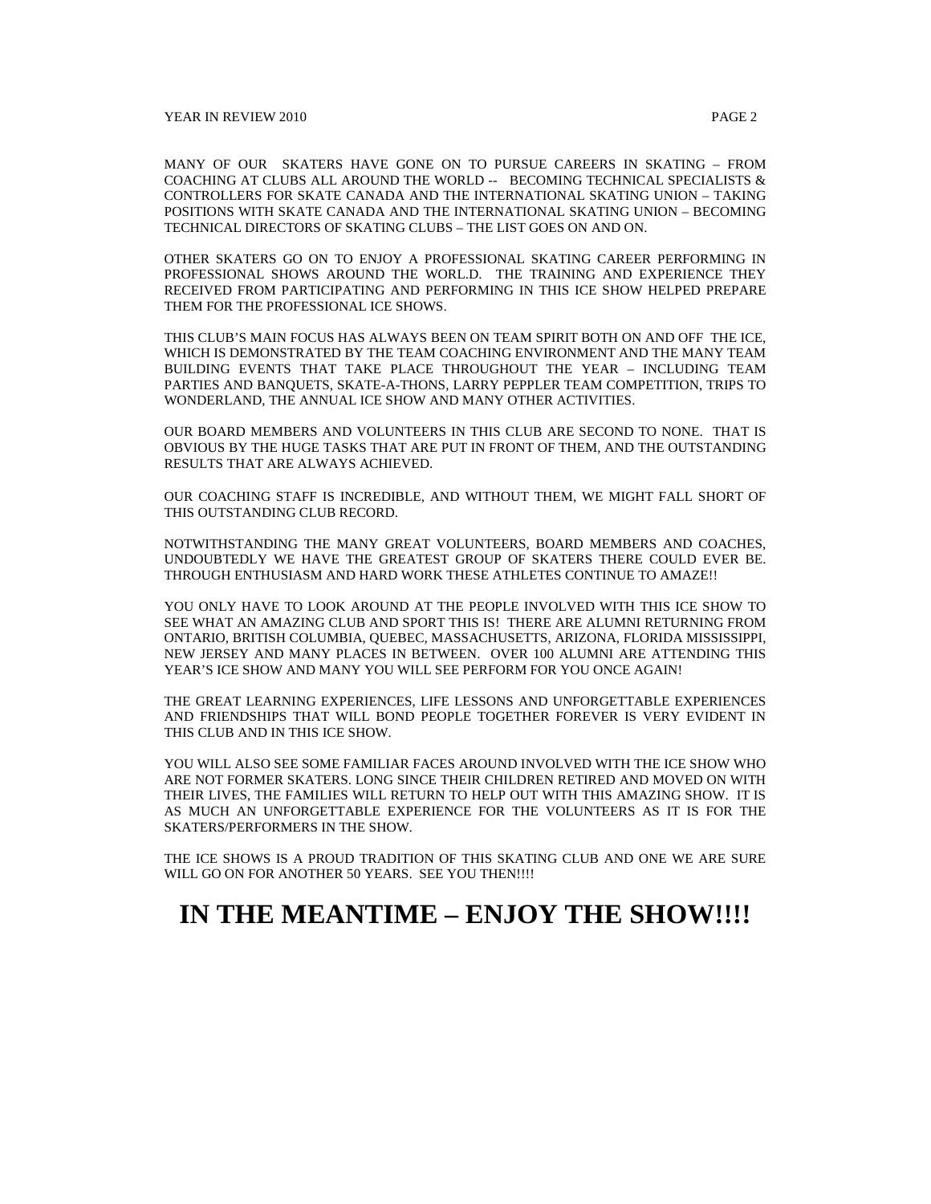MANY OF OUR SKATERS HAVE GONE ON TO PURSUE CAREERS IN SKATING – FROM COACHING AT CLUBS ALL AROUND THE WORLD -- BECOMING TECHNICAL SPECIALISTS & CONTROLLERS FOR SKATE CANADA AND THE INTERNATIONAL SKATING UNION – TAKING POSITIONS WITH SKATE CANADA AND THE INTERNATIONAL SKATING UNION – BECOMING TECHNICAL DIRECTORS OF SKATING CLUBS – THE LIST GOES ON AND ON.

OTHER SKATERS GO ON TO ENJOY A PROFESSIONAL SKATING CAREER PERFORMING IN PROFESSIONAL SHOWS AROUND THE WORL.D. THE TRAINING AND EXPERIENCE THEY RECEIVED FROM PARTICIPATING AND PERFORMING IN THIS ICE SHOW HELPED PREPARE THEM FOR THE PROFESSIONAL ICE SHOWS.

THIS CLUB'S MAIN FOCUS HAS ALWAYS BEEN ON TEAM SPIRIT BOTH ON AND OFF THE ICE, WHICH IS DEMONSTRATED BY THE TEAM COACHING ENVIRONMENT AND THE MANY TEAM BUILDING EVENTS THAT TAKE PLACE THROUGHOUT THE YEAR – INCLUDING TEAM PARTIES AND BANQUETS, SKATE-A-THONS, LARRY PEPPLER TEAM COMPETITION, TRIPS TO WONDERLAND, THE ANNUAL ICE SHOW AND MANY OTHER ACTIVITIES.

OUR BOARD MEMBERS AND VOLUNTEERS IN THIS CLUB ARE SECOND TO NONE. THAT IS OBVIOUS BY THE HUGE TASKS THAT ARE PUT IN FRONT OF THEM, AND THE OUTSTANDING RESULTS THAT ARE ALWAYS ACHIEVED.

OUR COACHING STAFF IS INCREDIBLE, AND WITHOUT THEM, WE MIGHT FALL SHORT OF THIS OUTSTANDING CLUB RECORD.

NOTWITHSTANDING THE MANY GREAT VOLUNTEERS, BOARD MEMBERS AND COACHES, UNDOUBTEDLY WE HAVE THE GREATEST GROUP OF SKATERS THERE COULD EVER BE. THROUGH ENTHUSIASM AND HARD WORK THESE ATHLETES CONTINUE TO AMAZE!!

YOU ONLY HAVE TO LOOK AROUND AT THE PEOPLE INVOLVED WITH THIS ICE SHOW TO SEE WHAT AN AMAZING CLUB AND SPORT THIS IS! THERE ARE ALUMNI RETURNING FROM ONTARIO, BRITISH COLUMBIA, QUEBEC, MASSACHUSETTS, ARIZONA, FLORIDA MISSISSIPPI, NEW JERSEY AND MANY PLACES IN BETWEEN. OVER 100 ALUMNI ARE ATTENDING THIS YEAR'S ICE SHOW AND MANY YOU WILL SEE PERFORM FOR YOU ONCE AGAIN!

THE GREAT LEARNING EXPERIENCES, LIFE LESSONS AND UNFORGETTABLE EXPERIENCES AND FRIENDSHIPS THAT WILL BOND PEOPLE TOGETHER FOREVER IS VERY EVIDENT IN THIS CLUB AND IN THIS ICE SHOW.

YOU WILL ALSO SEE SOME FAMILIAR FACES AROUND INVOLVED WITH THE ICE SHOW WHO ARE NOT FORMER SKATERS. LONG SINCE THEIR CHILDREN RETIRED AND MOVED ON WITH THEIR LIVES, THE FAMILIES WILL RETURN TO HELP OUT WITH THIS AMAZING SHOW. IT IS AS MUCH AN UNFORGETTABLE EXPERIENCE FOR THE VOLUNTEERS AS IT IS FOR THE SKATERS/PERFORMERS IN THE SHOW.

THE ICE SHOWS IS A PROUD TRADITION OF THIS SKATING CLUB AND ONE WE ARE SURE WILL GO ON FOR ANOTHER 50 YEARS. SEE YOU THEN!!!!

# IN THE MEANTIME – ENJOY THE SHOW!!!!